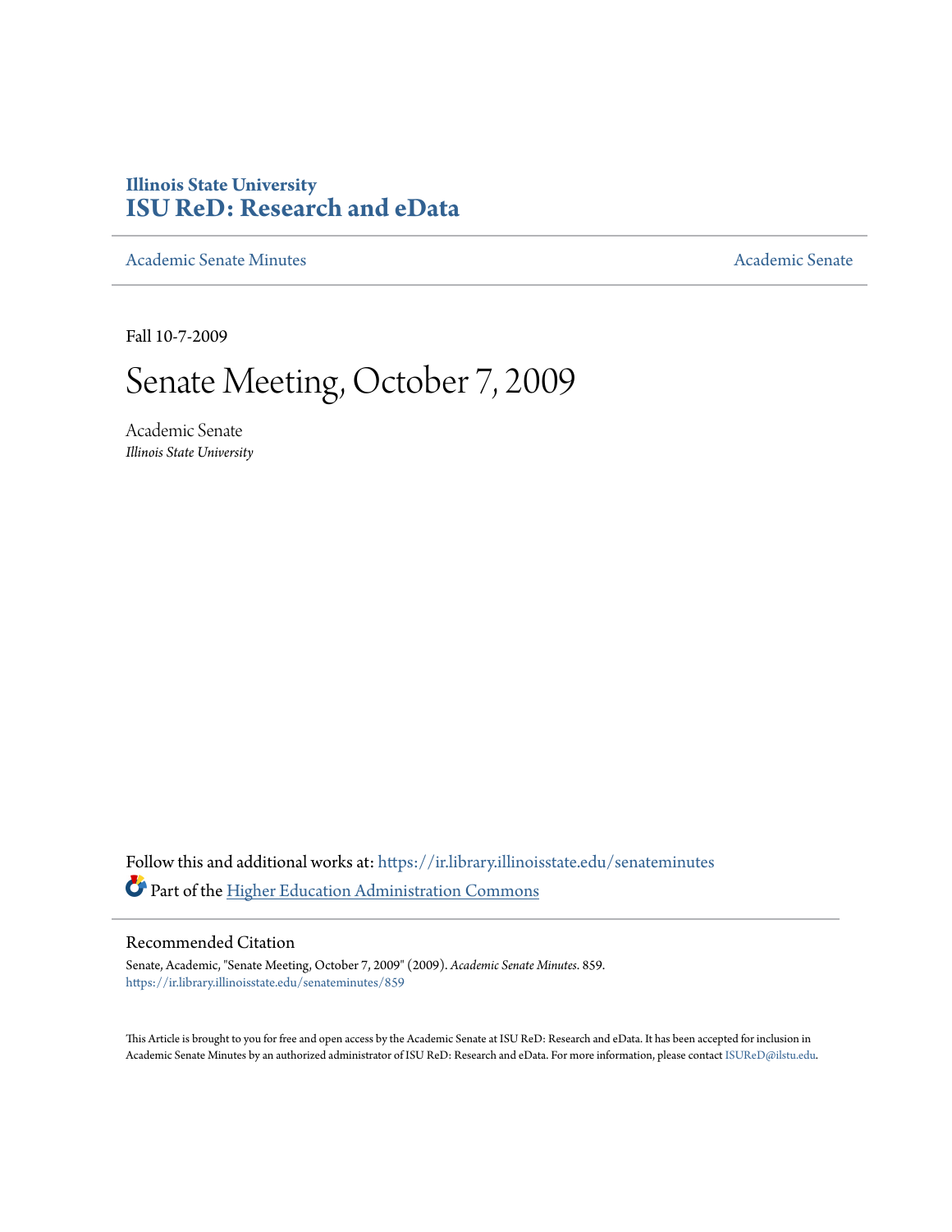# Illinois State University
# ISU ReD: Research and eData

Academic Senate Minutes | Academic Senate

Fall 10-7-2009

# Senate Meeting, October 7, 2009

Academic Senate
*Illinois State University*

Follow this and additional works at: https://ir.library.illinoisstate.edu/senateminutes

Part of the Higher Education Administration Commons

## Recommended Citation

Senate, Academic, "Senate Meeting, October 7, 2009" (2009). *Academic Senate Minutes*. 859.
https://ir.library.illinoisstate.edu/senateminutes/859

This Article is brought to you for free and open access by the Academic Senate at ISU ReD: Research and eData. It has been accepted for inclusion in Academic Senate Minutes by an authorized administrator of ISU ReD: Research and eData. For more information, please contact ISUReD@ilstu.edu.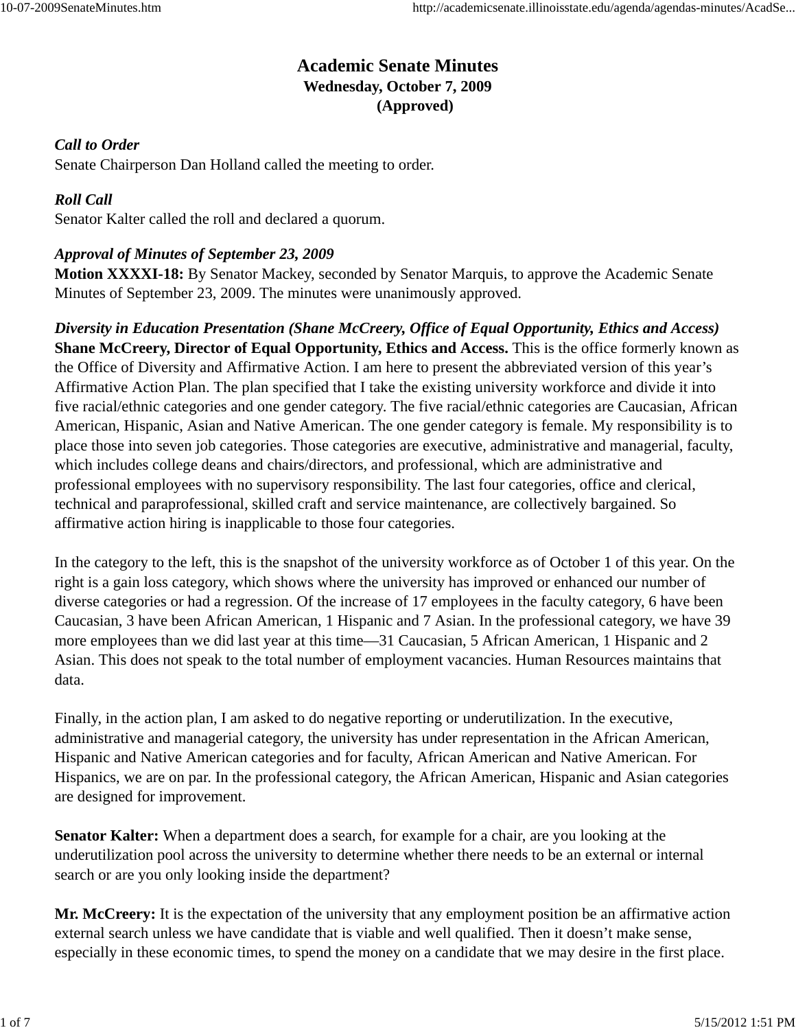# Academic Senate Minutes

**Wednesday, October 7, 2009**

**(Approved)**

***Call to Order***

Senate Chairperson Dan Holland called the meeting to order.

***Roll Call***

Senator Kalter called the roll and declared a quorum.

***Approval of Minutes of September 23, 2009***

**Motion XXXXI-18:** By Senator Mackey, seconded by Senator Marquis, to approve the Academic Senate Minutes of September 23, 2009. The minutes were unanimously approved.

***Diversity in Education Presentation (Shane McCreery, Office of Equal Opportunity, Ethics and Access)***

**Shane McCreery, Director of Equal Opportunity, Ethics and Access.** This is the office formerly known as the Office of Diversity and Affirmative Action. I am here to present the abbreviated version of this year's Affirmative Action Plan. The plan specified that I take the existing university workforce and divide it into five racial/ethnic categories and one gender category. The five racial/ethnic categories are Caucasian, African American, Hispanic, Asian and Native American. The one gender category is female. My responsibility is to place those into seven job categories. Those categories are executive, administrative and managerial, faculty, which includes college deans and chairs/directors, and professional, which are administrative and professional employees with no supervisory responsibility. The last four categories, office and clerical, technical and paraprofessional, skilled craft and service maintenance, are collectively bargained. So affirmative action hiring is inapplicable to those four categories.

In the category to the left, this is the snapshot of the university workforce as of October 1 of this year. On the right is a gain loss category, which shows where the university has improved or enhanced our number of diverse categories or had a regression. Of the increase of 17 employees in the faculty category, 6 have been Caucasian, 3 have been African American, 1 Hispanic and 7 Asian. In the professional category, we have 39 more employees than we did last year at this time—31 Caucasian, 5 African American, 1 Hispanic and 2 Asian. This does not speak to the total number of employment vacancies. Human Resources maintains that data.

Finally, in the action plan, I am asked to do negative reporting or underutilization. In the executive, administrative and managerial category, the university has under representation in the African American, Hispanic and Native American categories and for faculty, African American and Native American. For Hispanics, we are on par. In the professional category, the African American, Hispanic and Asian categories are designed for improvement.

**Senator Kalter:** When a department does a search, for example for a chair, are you looking at the underutilization pool across the university to determine whether there needs to be an external or internal search or are you only looking inside the department?

**Mr. McCreery:** It is the expectation of the university that any employment position be an affirmative action external search unless we have candidate that is viable and well qualified. Then it doesn't make sense, especially in these economic times, to spend the money on a candidate that we may desire in the first place.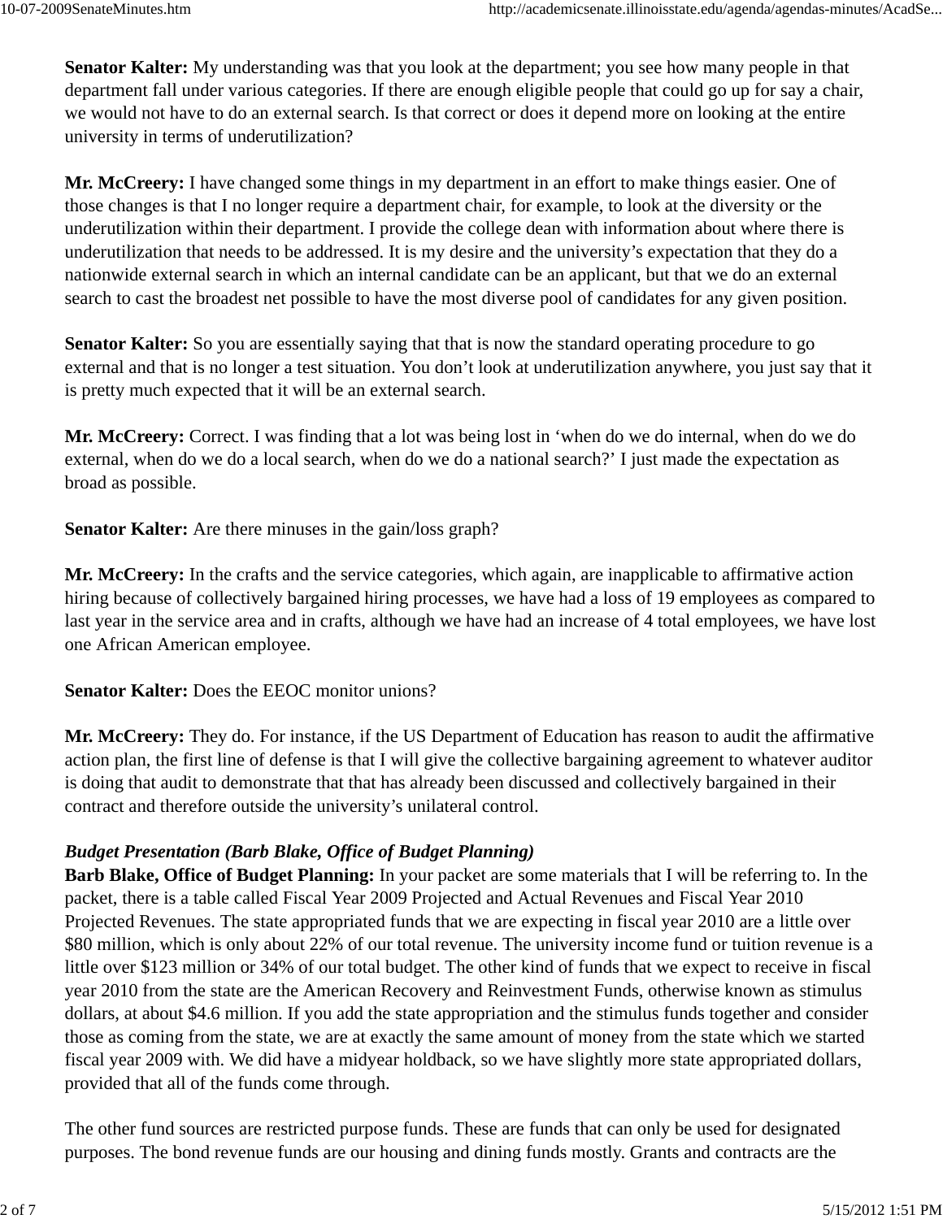**Senator Kalter:** My understanding was that you look at the department; you see how many people in that department fall under various categories. If there are enough eligible people that could go up for say a chair, we would not have to do an external search. Is that correct or does it depend more on looking at the entire university in terms of underutilization?

**Mr. McCreery:** I have changed some things in my department in an effort to make things easier. One of those changes is that I no longer require a department chair, for example, to look at the diversity or the underutilization within their department. I provide the college dean with information about where there is underutilization that needs to be addressed. It is my desire and the university's expectation that they do a nationwide external search in which an internal candidate can be an applicant, but that we do an external search to cast the broadest net possible to have the most diverse pool of candidates for any given position.

**Senator Kalter:** So you are essentially saying that that is now the standard operating procedure to go external and that is no longer a test situation. You don't look at underutilization anywhere, you just say that it is pretty much expected that it will be an external search.

**Mr. McCreery:** Correct. I was finding that a lot was being lost in 'when do we do internal, when do we do external, when do we do a local search, when do we do a national search?' I just made the expectation as broad as possible.

**Senator Kalter:** Are there minuses in the gain/loss graph?

**Mr. McCreery:** In the crafts and the service categories, which again, are inapplicable to affirmative action hiring because of collectively bargained hiring processes, we have had a loss of 19 employees as compared to last year in the service area and in crafts, although we have had an increase of 4 total employees, we have lost one African American employee.

**Senator Kalter:** Does the EEOC monitor unions?

**Mr. McCreery:** They do. For instance, if the US Department of Education has reason to audit the affirmative action plan, the first line of defense is that I will give the collective bargaining agreement to whatever auditor is doing that audit to demonstrate that that has already been discussed and collectively bargained in their contract and therefore outside the university's unilateral control.

***Budget Presentation (Barb Blake, Office of Budget Planning)***

**Barb Blake, Office of Budget Planning:** In your packet are some materials that I will be referring to. In the packet, there is a table called Fiscal Year 2009 Projected and Actual Revenues and Fiscal Year 2010 Projected Revenues. The state appropriated funds that we are expecting in fiscal year 2010 are a little over $80 million, which is only about 22% of our total revenue. The university income fund or tuition revenue is a little over $123 million or 34% of our total budget. The other kind of funds that we expect to receive in fiscal year 2010 from the state are the American Recovery and Reinvestment Funds, otherwise known as stimulus dollars, at about $4.6 million. If you add the state appropriation and the stimulus funds together and consider those as coming from the state, we are at exactly the same amount of money from the state which we started fiscal year 2009 with. We did have a midyear holdback, so we have slightly more state appropriated dollars, provided that all of the funds come through.

The other fund sources are restricted purpose funds. These are funds that can only be used for designated purposes. The bond revenue funds are our housing and dining funds mostly. Grants and contracts are the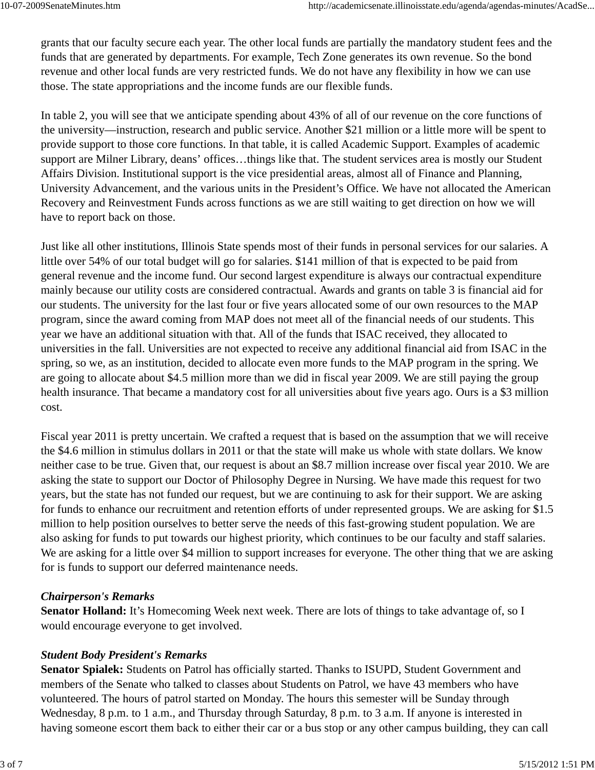grants that our faculty secure each year. The other local funds are partially the mandatory student fees and the funds that are generated by departments. For example, Tech Zone generates its own revenue. So the bond revenue and other local funds are very restricted funds. We do not have any flexibility in how we can use those. The state appropriations and the income funds are our flexible funds.

In table 2, you will see that we anticipate spending about 43% of all of our revenue on the core functions of the university—instruction, research and public service. Another $21 million or a little more will be spent to provide support to those core functions. In that table, it is called Academic Support. Examples of academic support are Milner Library, deans' offices…things like that. The student services area is mostly our Student Affairs Division. Institutional support is the vice presidential areas, almost all of Finance and Planning, University Advancement, and the various units in the President's Office. We have not allocated the American Recovery and Reinvestment Funds across functions as we are still waiting to get direction on how we will have to report back on those.

Just like all other institutions, Illinois State spends most of their funds in personal services for our salaries. A little over 54% of our total budget will go for salaries. $141 million of that is expected to be paid from general revenue and the income fund. Our second largest expenditure is always our contractual expenditure mainly because our utility costs are considered contractual. Awards and grants on table 3 is financial aid for our students. The university for the last four or five years allocated some of our own resources to the MAP program, since the award coming from MAP does not meet all of the financial needs of our students. This year we have an additional situation with that. All of the funds that ISAC received, they allocated to universities in the fall. Universities are not expected to receive any additional financial aid from ISAC in the spring, so we, as an institution, decided to allocate even more funds to the MAP program in the spring. We are going to allocate about $4.5 million more than we did in fiscal year 2009. We are still paying the group health insurance. That became a mandatory cost for all universities about five years ago. Ours is a $3 million cost.

Fiscal year 2011 is pretty uncertain. We crafted a request that is based on the assumption that we will receive the $4.6 million in stimulus dollars in 2011 or that the state will make us whole with state dollars. We know neither case to be true. Given that, our request is about an $8.7 million increase over fiscal year 2010. We are asking the state to support our Doctor of Philosophy Degree in Nursing. We have made this request for two years, but the state has not funded our request, but we are continuing to ask for their support. We are asking for funds to enhance our recruitment and retention efforts of under represented groups. We are asking for $1.5 million to help position ourselves to better serve the needs of this fast-growing student population. We are also asking for funds to put towards our highest priority, which continues to be our faculty and staff salaries. We are asking for a little over $4 million to support increases for everyone. The other thing that we are asking for is funds to support our deferred maintenance needs.

***Chairperson's Remarks***

**Senator Holland:** It's Homecoming Week next week. There are lots of things to take advantage of, so I would encourage everyone to get involved.

***Student Body President's Remarks***

**Senator Spialek:** Students on Patrol has officially started. Thanks to ISUPD, Student Government and members of the Senate who talked to classes about Students on Patrol, we have 43 members who have volunteered. The hours of patrol started on Monday. The hours this semester will be Sunday through Wednesday, 8 p.m. to 1 a.m., and Thursday through Saturday, 8 p.m. to 3 a.m. If anyone is interested in having someone escort them back to either their car or a bus stop or any other campus building, they can call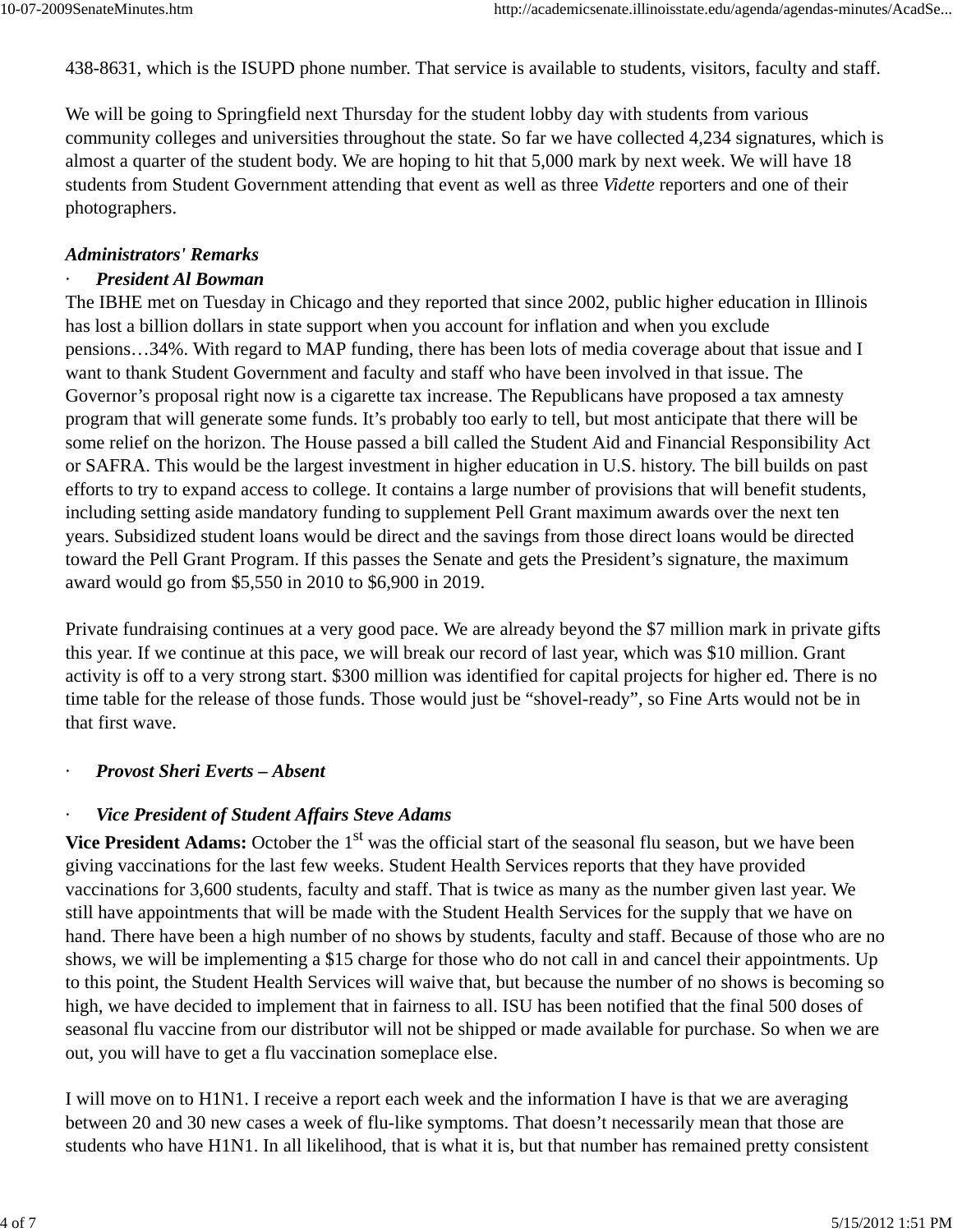438-8631, which is the ISUPD phone number. That service is available to students, visitors, faculty and staff.

We will be going to Springfield next Thursday for the student lobby day with students from various community colleges and universities throughout the state. So far we have collected 4,234 signatures, which is almost a quarter of the student body. We are hoping to hit that 5,000 mark by next week. We will have 18 students from Student Government attending that event as well as three *Vidette* reporters and one of their photographers.

***Administrators' Remarks***

· ***President Al Bowman***

The IBHE met on Tuesday in Chicago and they reported that since 2002, public higher education in Illinois has lost a billion dollars in state support when you account for inflation and when you exclude pensions…34%. With regard to MAP funding, there has been lots of media coverage about that issue and I want to thank Student Government and faculty and staff who have been involved in that issue. The Governor's proposal right now is a cigarette tax increase. The Republicans have proposed a tax amnesty program that will generate some funds. It's probably too early to tell, but most anticipate that there will be some relief on the horizon. The House passed a bill called the Student Aid and Financial Responsibility Act or SAFRA. This would be the largest investment in higher education in U.S. history. The bill builds on past efforts to try to expand access to college. It contains a large number of provisions that will benefit students, including setting aside mandatory funding to supplement Pell Grant maximum awards over the next ten years. Subsidized student loans would be direct and the savings from those direct loans would be directed toward the Pell Grant Program. If this passes the Senate and gets the President's signature, the maximum award would go from $5,550 in 2010 to $6,900 in 2019.

Private fundraising continues at a very good pace. We are already beyond the $7 million mark in private gifts this year. If we continue at this pace, we will break our record of last year, which was $10 million. Grant activity is off to a very strong start. $300 million was identified for capital projects for higher ed. There is no time table for the release of those funds. Those would just be "shovel-ready", so Fine Arts would not be in that first wave.

· ***Provost Sheri Everts – Absent***

· ***Vice President of Student Affairs Steve Adams***

**Vice President Adams:** October the 1st was the official start of the seasonal flu season, but we have been giving vaccinations for the last few weeks. Student Health Services reports that they have provided vaccinations for 3,600 students, faculty and staff. That is twice as many as the number given last year. We still have appointments that will be made with the Student Health Services for the supply that we have on hand. There have been a high number of no shows by students, faculty and staff. Because of those who are no shows, we will be implementing a $15 charge for those who do not call in and cancel their appointments. Up to this point, the Student Health Services will waive that, but because the number of no shows is becoming so high, we have decided to implement that in fairness to all. ISU has been notified that the final 500 doses of seasonal flu vaccine from our distributor will not be shipped or made available for purchase. So when we are out, you will have to get a flu vaccination someplace else.

I will move on to H1N1. I receive a report each week and the information I have is that we are averaging between 20 and 30 new cases a week of flu-like symptoms. That doesn't necessarily mean that those are students who have H1N1. In all likelihood, that is what it is, but that number has remained pretty consistent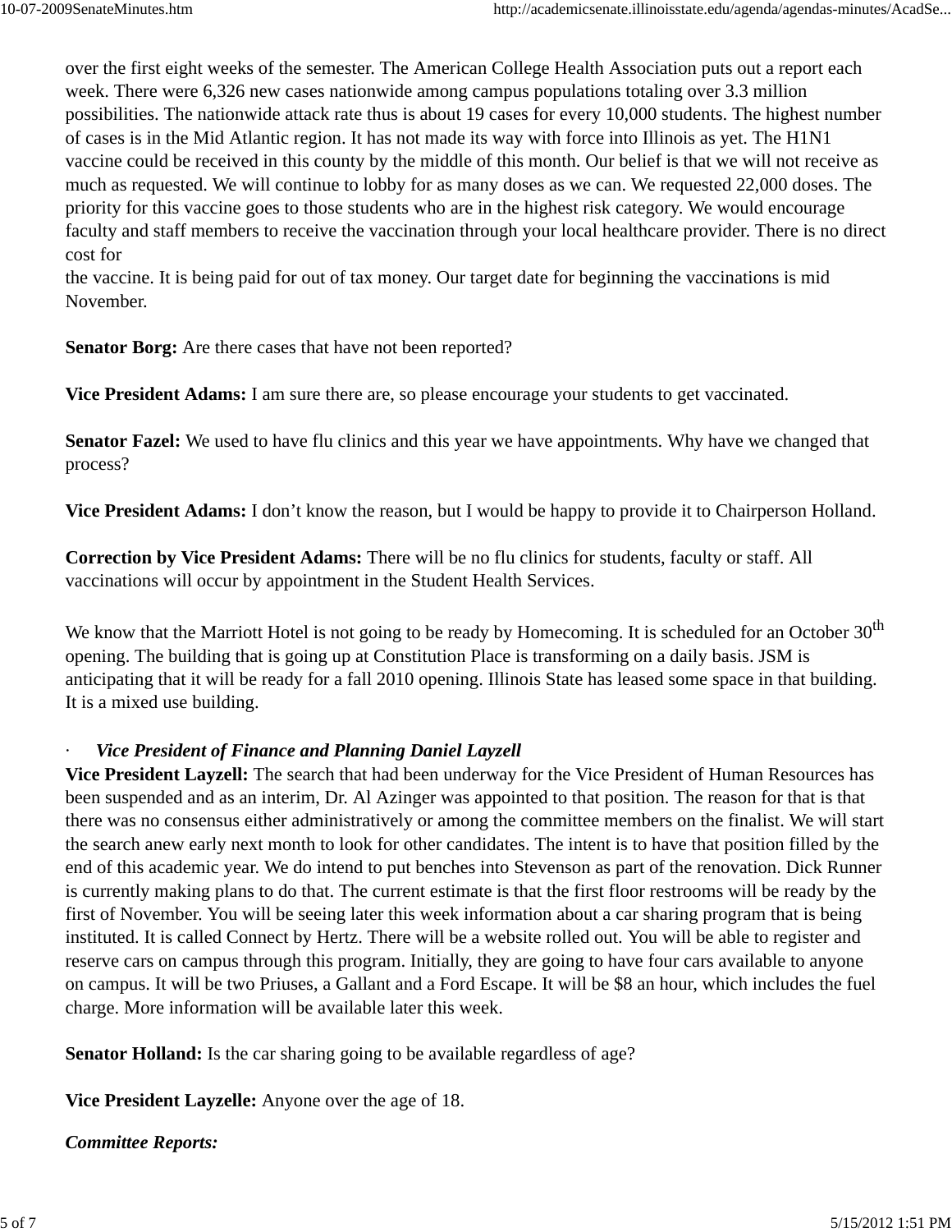over the first eight weeks of the semester. The American College Health Association puts out a report each week. There were 6,326 new cases nationwide among campus populations totaling over 3.3 million possibilities. The nationwide attack rate thus is about 19 cases for every 10,000 students. The highest number of cases is in the Mid Atlantic region. It has not made its way with force into Illinois as yet. The H1N1 vaccine could be received in this county by the middle of this month. Our belief is that we will not receive as much as requested. We will continue to lobby for as many doses as we can. We requested 22,000 doses. The priority for this vaccine goes to those students who are in the highest risk category. We would encourage faculty and staff members to receive the vaccination through your local healthcare provider. There is no direct cost for
the vaccine. It is being paid for out of tax money. Our target date for beginning the vaccinations is mid November.

**Senator Borg:** Are there cases that have not been reported?

**Vice President Adams:** I am sure there are, so please encourage your students to get vaccinated.

**Senator Fazel:** We used to have flu clinics and this year we have appointments. Why have we changed that process?

**Vice President Adams:** I don't know the reason, but I would be happy to provide it to Chairperson Holland.

**Correction by Vice President Adams:** There will be no flu clinics for students, faculty or staff. All vaccinations will occur by appointment in the Student Health Services.

We know that the Marriott Hotel is not going to be ready by Homecoming. It is scheduled for an October 30th opening. The building that is going up at Constitution Place is transforming on a daily basis. JSM is anticipating that it will be ready for a fall 2010 opening. Illinois State has leased some space in that building. It is a mixed use building.

· ***Vice President of Finance and Planning Daniel Layzell***

**Vice President Layzell:** The search that had been underway for the Vice President of Human Resources has been suspended and as an interim, Dr. Al Azinger was appointed to that position. The reason for that is that there was no consensus either administratively or among the committee members on the finalist. We will start the search anew early next month to look for other candidates. The intent is to have that position filled by the end of this academic year. We do intend to put benches into Stevenson as part of the renovation. Dick Runner is currently making plans to do that. The current estimate is that the first floor restrooms will be ready by the first of November. You will be seeing later this week information about a car sharing program that is being instituted. It is called Connect by Hertz. There will be a website rolled out. You will be able to register and reserve cars on campus through this program. Initially, they are going to have four cars available to anyone on campus. It will be two Priuses, a Gallant and a Ford Escape. It will be $8 an hour, which includes the fuel charge. More information will be available later this week.

**Senator Holland:** Is the car sharing going to be available regardless of age?

**Vice President Layzelle:** Anyone over the age of 18.

***Committee Reports:***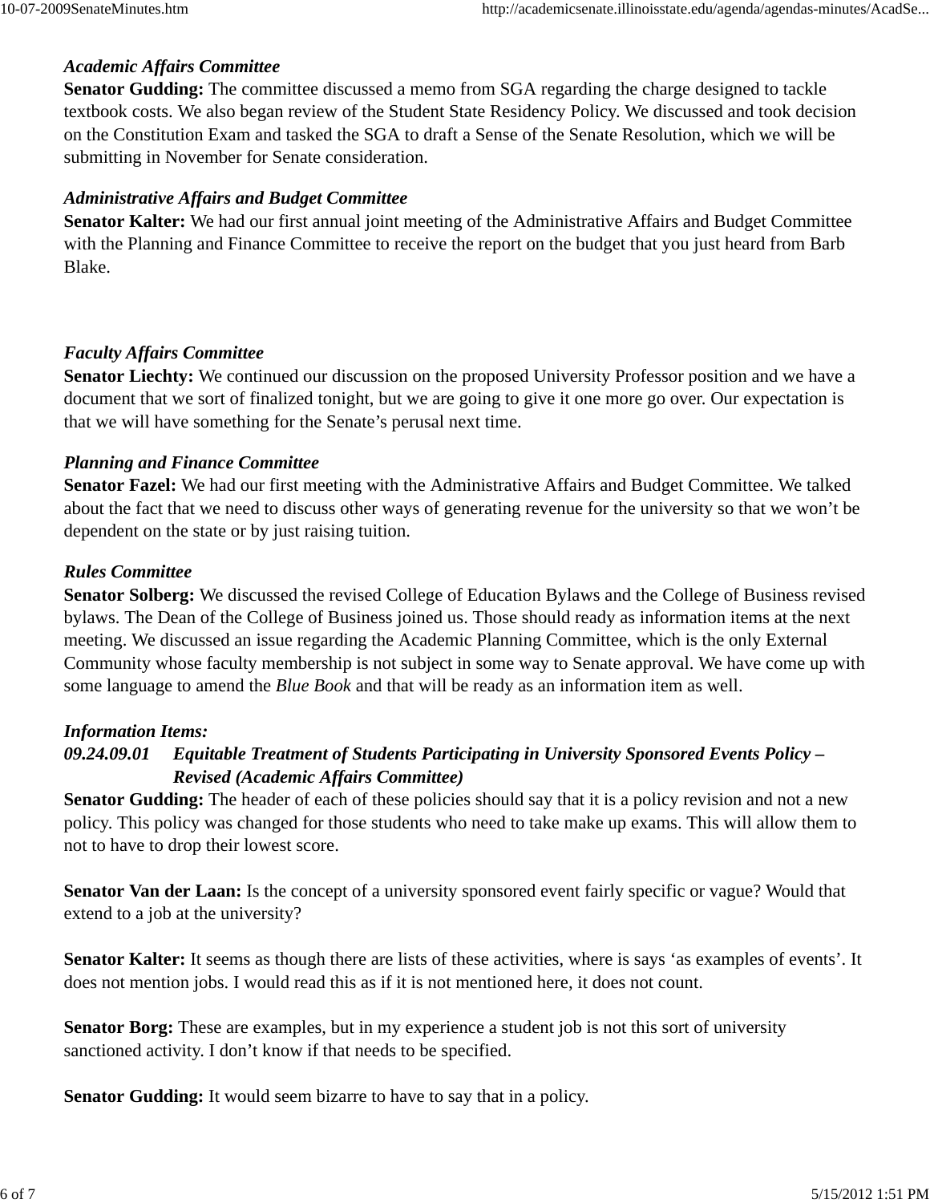*Academic Affairs Committee*
**Senator Gudding:** The committee discussed a memo from SGA regarding the charge designed to tackle textbook costs. We also began review of the Student State Residency Policy. We discussed and took decision on the Constitution Exam and tasked the SGA to draft a Sense of the Senate Resolution, which we will be submitting in November for Senate consideration.

*Administrative Affairs and Budget Committee*
**Senator Kalter:** We had our first annual joint meeting of the Administrative Affairs and Budget Committee with the Planning and Finance Committee to receive the report on the budget that you just heard from Barb Blake.

*Faculty Affairs Committee*
**Senator Liechty:** We continued our discussion on the proposed University Professor position and we have a document that we sort of finalized tonight, but we are going to give it one more go over. Our expectation is that we will have something for the Senate's perusal next time.

*Planning and Finance Committee*
**Senator Fazel:** We had our first meeting with the Administrative Affairs and Budget Committee. We talked about the fact that we need to discuss other ways of generating revenue for the university so that we won't be dependent on the state or by just raising tuition.

*Rules Committee*
**Senator Solberg:** We discussed the revised College of Education Bylaws and the College of Business revised bylaws. The Dean of the College of Business joined us. Those should ready as information items at the next meeting. We discussed an issue regarding the Academic Planning Committee, which is the only External Community whose faculty membership is not subject in some way to Senate approval. We have come up with some language to amend the *Blue Book* and that will be ready as an information item as well.

***Information Items:***
***09.24.09.01 Equitable Treatment of Students Participating in University Sponsored Events Policy – Revised (Academic Affairs Committee)***
**Senator Gudding:** The header of each of these policies should say that it is a policy revision and not a new policy. This policy was changed for those students who need to take make up exams. This will allow them to not to have to drop their lowest score.

**Senator Van der Laan:** Is the concept of a university sponsored event fairly specific or vague? Would that extend to a job at the university?

**Senator Kalter:** It seems as though there are lists of these activities, where is says 'as examples of events'. It does not mention jobs. I would read this as if it is not mentioned here, it does not count.

**Senator Borg:** These are examples, but in my experience a student job is not this sort of university sanctioned activity. I don't know if that needs to be specified.

**Senator Gudding:** It would seem bizarre to have to say that in a policy.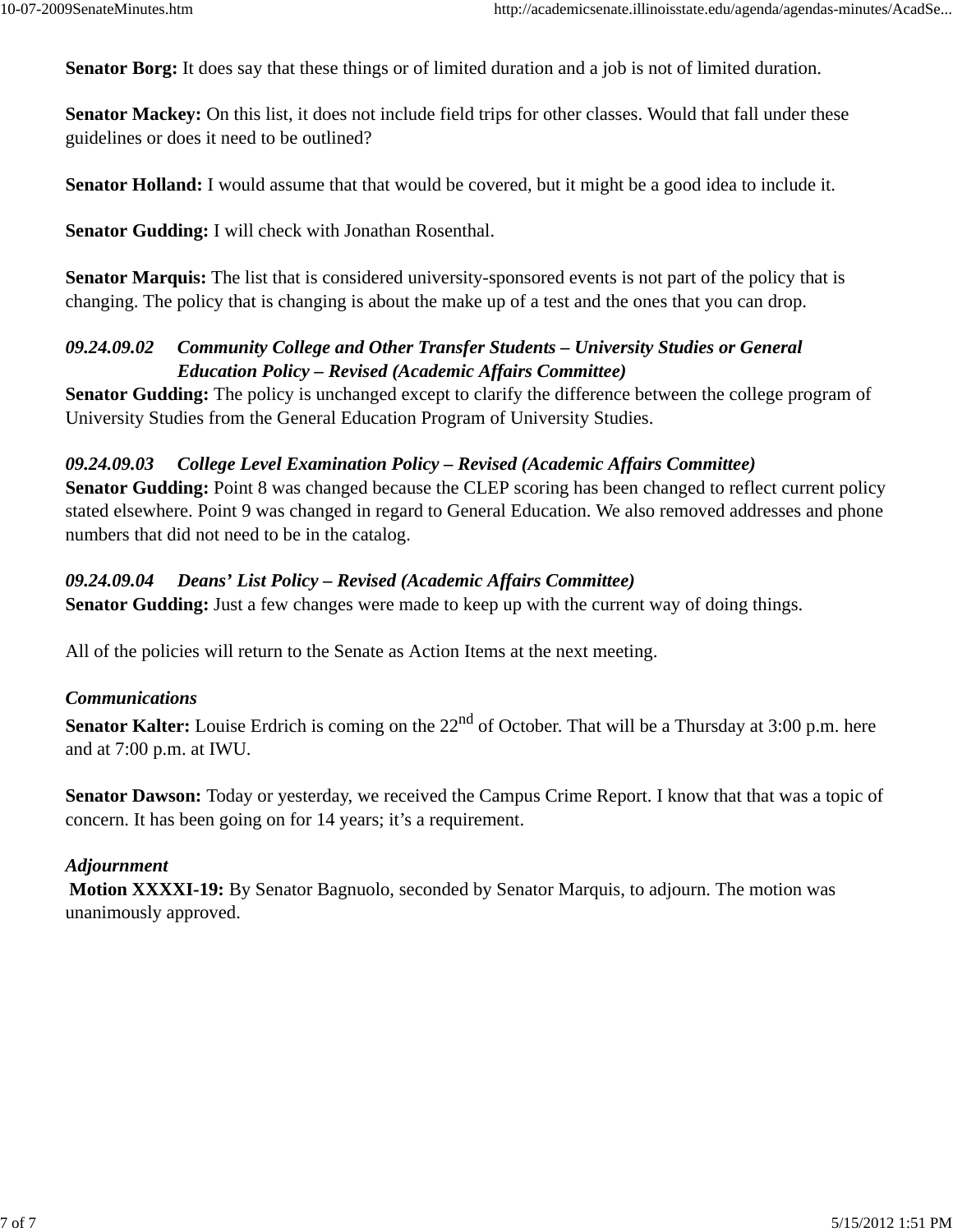**Senator Borg:** It does say that these things or of limited duration and a job is not of limited duration.

**Senator Mackey:** On this list, it does not include field trips for other classes. Would that fall under these guidelines or does it need to be outlined?

**Senator Holland:** I would assume that that would be covered, but it might be a good idea to include it.

**Senator Gudding:** I will check with Jonathan Rosenthal.

**Senator Marquis:** The list that is considered university-sponsored events is not part of the policy that is changing. The policy that is changing is about the make up of a test and the ones that you can drop.

***09.24.09.02 Community College and Other Transfer Students – University Studies or General Education Policy – Revised (Academic Affairs Committee)***

**Senator Gudding:** The policy is unchanged except to clarify the difference between the college program of University Studies from the General Education Program of University Studies.

***09.24.09.03 College Level Examination Policy – Revised (Academic Affairs Committee)***

**Senator Gudding:** Point 8 was changed because the CLEP scoring has been changed to reflect current policy stated elsewhere. Point 9 was changed in regard to General Education. We also removed addresses and phone numbers that did not need to be in the catalog.

***09.24.09.04 Deans' List Policy – Revised (Academic Affairs Committee)***

**Senator Gudding:** Just a few changes were made to keep up with the current way of doing things.

All of the policies will return to the Senate as Action Items at the next meeting.

***Communications***

**Senator Kalter:** Louise Erdrich is coming on the 22nd of October. That will be a Thursday at 3:00 p.m. here and at 7:00 p.m. at IWU.

**Senator Dawson:** Today or yesterday, we received the Campus Crime Report. I know that that was a topic of concern. It has been going on for 14 years; it's a requirement.

***Adjournment***

**Motion XXXXI-19:** By Senator Bagnuolo, seconded by Senator Marquis, to adjourn. The motion was unanimously approved.